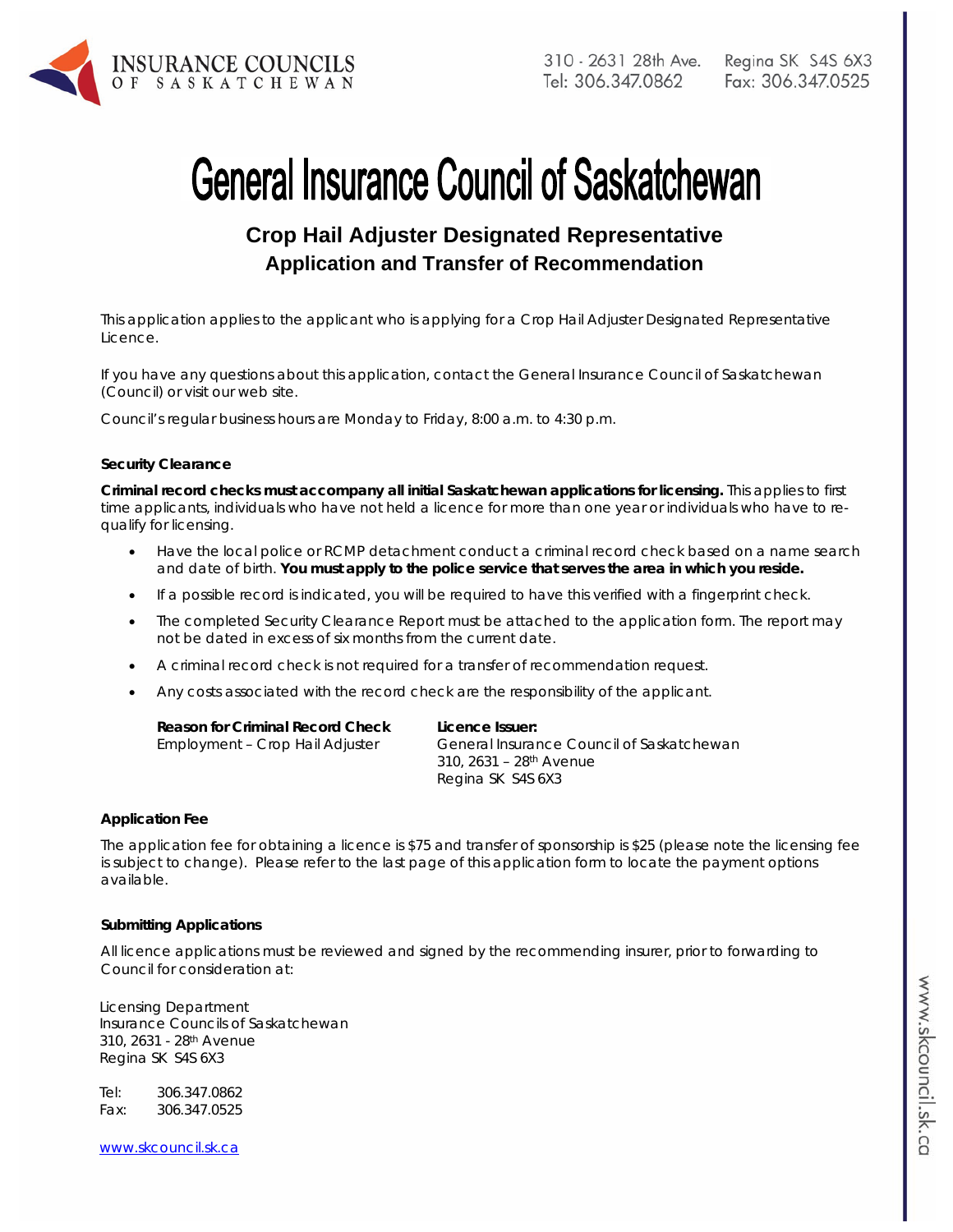INSURANCE COUNCILS OF SASKATCHEWAN

310 - 2631 28th Ave. Regina SK S4S 6X3
Tel: 306.347.0862 Fax: 306.347.0525

# General Insurance Council of Saskatchewan

## Crop Hail Adjuster Designated Representative Application and Transfer of Recommendation

This application applies to the applicant who is applying for a Crop Hail Adjuster Designated Representative Licence.

If you have any questions about this application, contact the General Insurance Council of Saskatchewan (Council) or visit our web site.

Council's regular business hours are Monday to Friday, 8:00 a.m. to 4:30 p.m.

### Security Clearance

**Criminal record checks must accompany all initial Saskatchewan applications for licensing.** This applies to first time applicants, individuals who have not held a licence for more than one year or individuals who have to re-qualify for licensing.

- Have the local police or RCMP detachment conduct a criminal record check based on a name search and date of birth. **You must apply to the police service that serves the area in which you reside.**
- If a possible record is indicated, you will be required to have this verified with a fingerprint check.
- The completed Security Clearance Report must be attached to the application form. The report may not be dated in excess of six months from the current date.
- A criminal record check is not required for a transfer of recommendation request.
- Any costs associated with the record check are the responsibility of the applicant.

**Reason for Criminal Record Check**
Employment – Crop Hail Adjuster

**Licence Issuer:**
General Insurance Council of Saskatchewan
310, 2631 – 28th Avenue
Regina SK S4S 6X3

### Application Fee

The application fee for obtaining a licence is $75 and transfer of sponsorship is $25 (please note the licensing fee is subject to change). Please refer to the last page of this application form to locate the payment options available.

### Submitting Applications

All licence applications must be reviewed and signed by the recommending insurer, prior to forwarding to Council for consideration at:

Licensing Department
Insurance Councils of Saskatchewan
310, 2631 - 28th Avenue
Regina SK S4S 6X3

Tel: 306.347.0862
Fax: 306.347.0525

www.skcouncil.sk.ca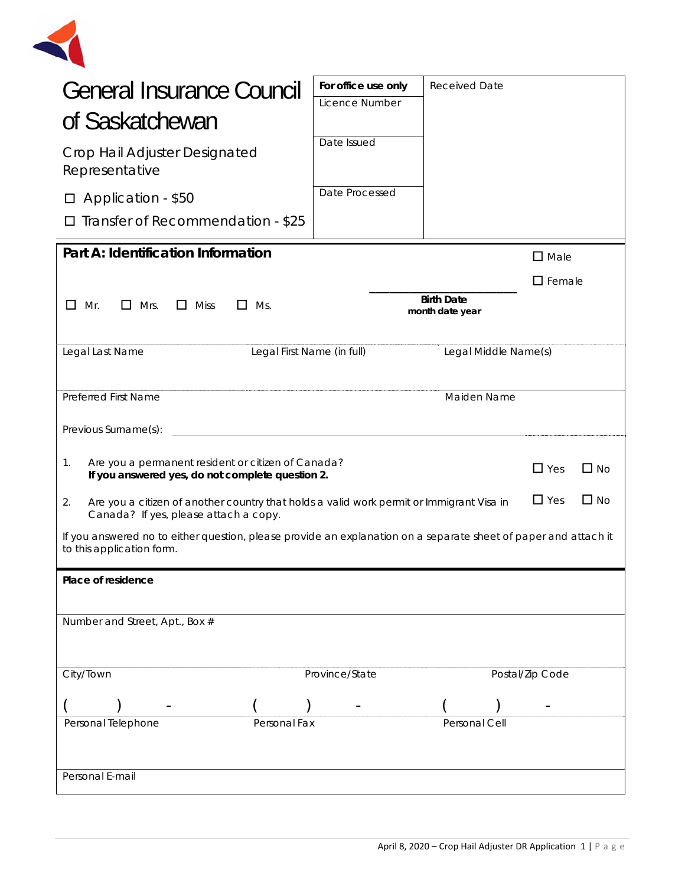# General Insurance Council of Saskatchewan

## Crop Hail Adjuster Designated Representative

☐ Application - $50

☐ Transfer of Recommendation - $25

| For office use only | Received Date |
|---|---|
| Licence Number | |
| Date Issued | |
| Date Processed | |

## Part A: Identification Information

☐ Mr. ☐ Mrs. ☐ Miss ☐ Ms.

\_\_\_\_\_\_\_\_\_\_\_\_\_\_\_\_\_\_\_\_\_\_\_\_
**Birth Date**
**month date year**

☐ Male
☐ Female

| Legal Last Name | Legal First Name (in full) | Legal Middle Name(s) |
|---|---|---|
| | | |

| Preferred First Name | Maiden Name |
|---|---|
| | |

Previous Surname(s): \_\_\_\_\_\_\_\_\_\_\_\_\_\_\_\_\_\_\_\_\_\_\_\_\_\_\_\_\_\_\_\_\_\_\_\_\_\_\_\_

1. Are you a permanent resident or citizen of Canada? ☐ Yes ☐ No
   **If you answered yes, do not complete question 2.**

2. Are you a citizen of another country that holds a valid work permit or Immigrant Visa in Canada? If yes, please attach a copy. ☐ Yes ☐ No

If you answered no to either question, please provide an explanation on a separate sheet of paper and attach it to this application form.

**Place of residence**

Number and Street, Apt., Box #

| City/Town | Province/State | Postal/Zip Code |
|---|---|---|
| | | |

| (   )   - | (   )   - | (   )   - |
|---|---|---|
| Personal Telephone | Personal Fax | Personal Cell |

Personal E-mail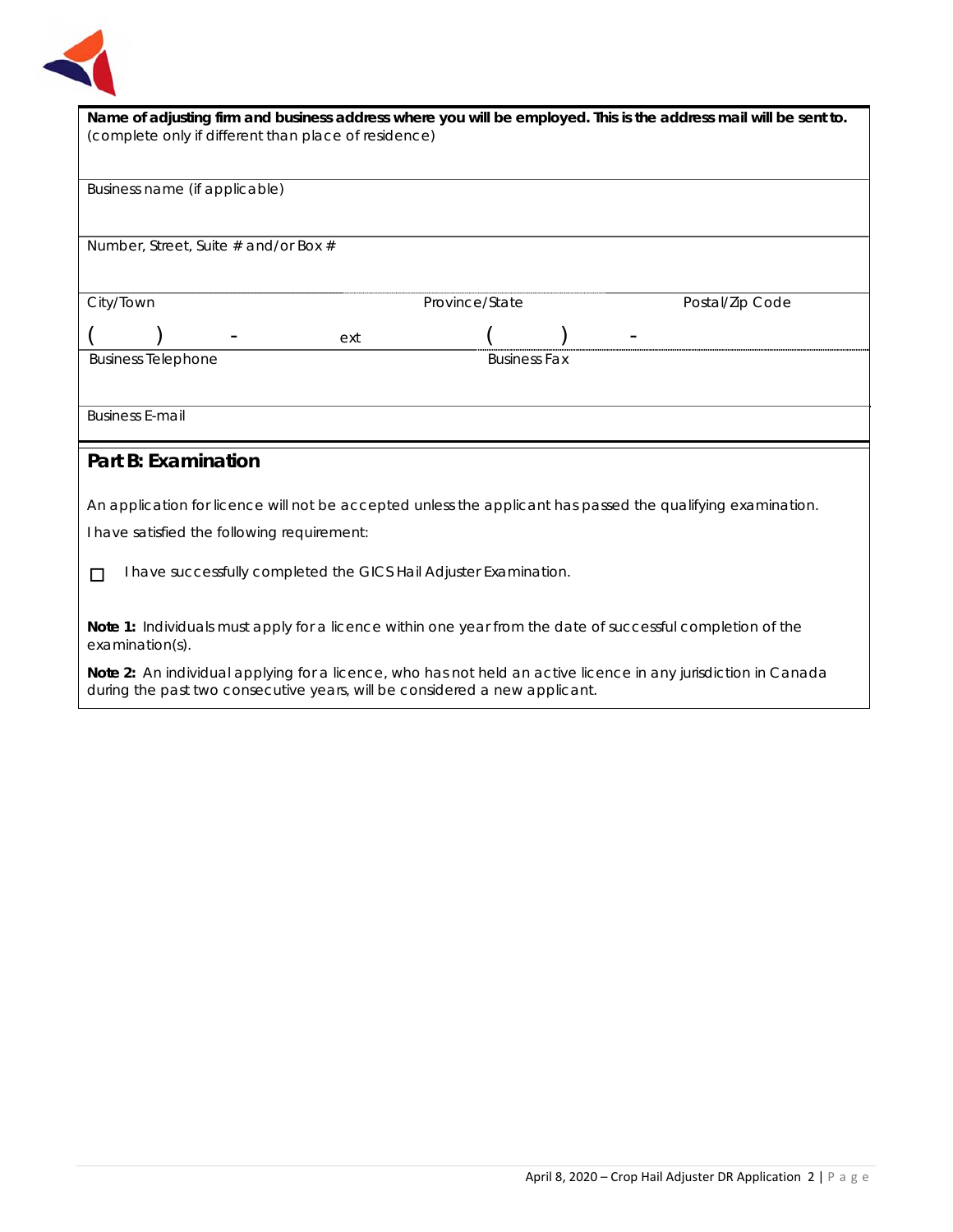**Name of adjusting firm and business address where you will be employed. This is the address mail will be sent to.**
(complete only if different than place of residence)

Business name (if applicable)

Number, Street, Suite # and/or Box #

| City/Town | Province/State | Postal/Zip Code |
|---|---|---|
| ( ) - ext | ( ) - | |
| Business Telephone | Business Fax | |

Business E-mail

## Part B: Examination

An application for licence will not be accepted unless the applicant has passed the qualifying examination.

I have satisfied the following requirement:

☐ I have successfully completed the GICS Hail Adjuster Examination.

**Note 1:** Individuals must apply for a licence within one year from the date of successful completion of the examination(s).

**Note 2:** An individual applying for a licence, who has not held an active licence in any jurisdiction in Canada during the past two consecutive years, will be considered a new applicant.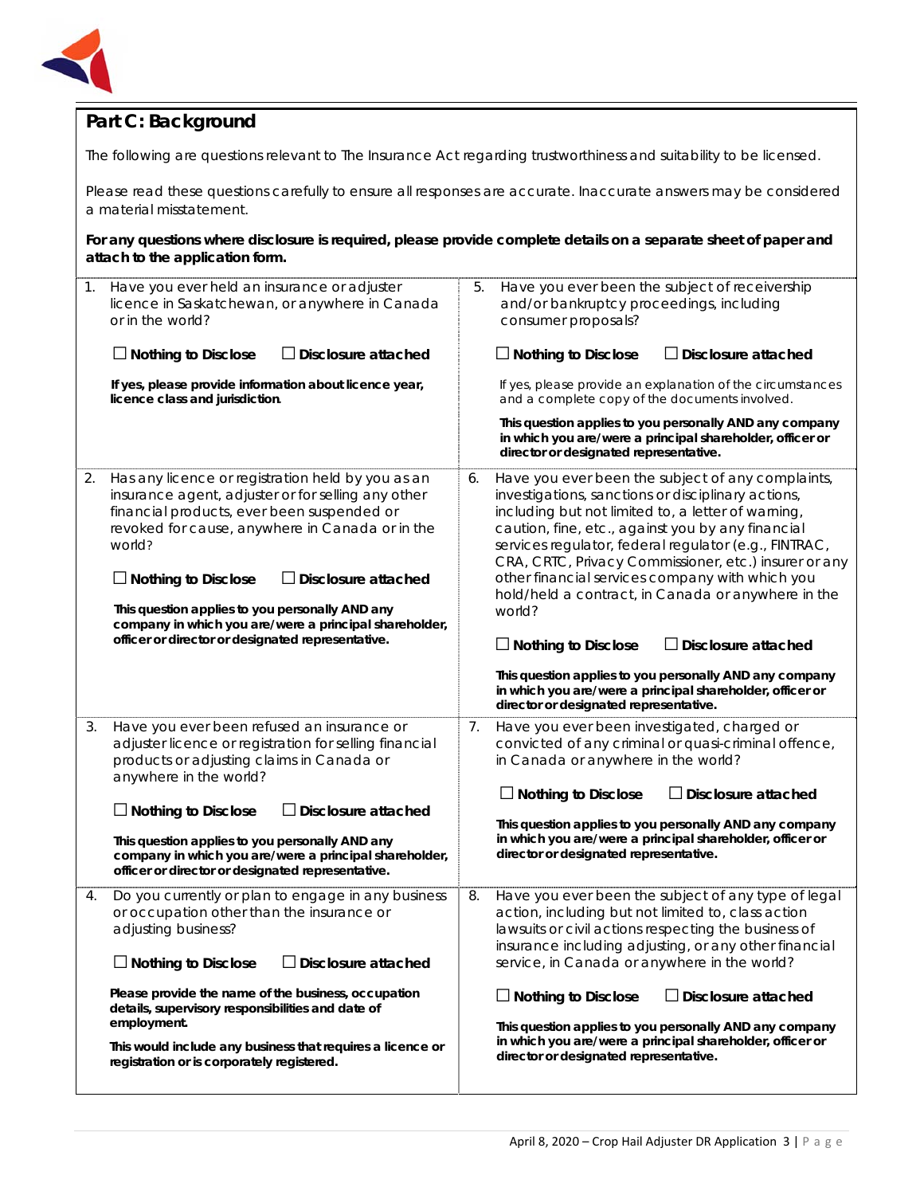## Part C: Background

The following are questions relevant to The Insurance Act regarding trustworthiness and suitability to be licensed.

Please read these questions carefully to ensure all responses are accurate. Inaccurate answers may be considered a material misstatement.

**For any questions where disclosure is required, please provide complete details on a separate sheet of paper and attach to the application form.**

1. Have you ever held an insurance or adjuster licence in Saskatchewan, or anywhere in Canada or in the world?

   ☐ **Nothing to Disclose** ☐ **Disclosure attached**

   **If yes, please provide information about licence year, licence class and jurisdiction.**

2. Has any licence or registration held by you as an insurance agent, adjuster or for selling any other financial products, ever been suspended or revoked for cause, anywhere in Canada or in the world?

   ☐ **Nothing to Disclose** ☐ **Disclosure attached**

   **This question applies to you personally AND any company in which you are/were a principal shareholder, officer or director or designated representative.**

3. Have you ever been refused an insurance or adjuster licence or registration for selling financial products or adjusting claims in Canada or anywhere in the world?

   ☐ **Nothing to Disclose** ☐ **Disclosure attached**

   **This question applies to you personally AND any company in which you are/were a principal shareholder, officer or director or designated representative.**

4. Do you currently or plan to engage in any business or occupation other than the insurance or adjusting business?

   ☐ **Nothing to Disclose** ☐ **Disclosure attached**

   **Please provide the name of the business, occupation details, supervisory responsibilities and date of employment.**

   **This would include any business that requires a licence or registration or is corporately registered.**

5. Have you ever been the subject of receivership and/or bankruptcy proceedings, including consumer proposals?

   ☐ **Nothing to Disclose** ☐ **Disclosure attached**

   If yes, please provide an explanation of the circumstances and a complete copy of the documents involved.

   **This question applies to you personally AND any company in which you are/were a principal shareholder, officer or director or designated representative.**

6. Have you ever been the subject of any complaints, investigations, sanctions or disciplinary actions, including but not limited to, a letter of warning, caution, fine, etc., against you by any financial services regulator, federal regulator (e.g., FINTRAC, CRA, CRTC, Privacy Commissioner, etc.) insurer or any other financial services company with which you hold/held a contract, in Canada or anywhere in the world?

   ☐ **Nothing to Disclose** ☐ **Disclosure attached**

   **This question applies to you personally AND any company in which you are/were a principal shareholder, officer or director or designated representative.**

7. Have you ever been investigated, charged or convicted of any criminal or quasi-criminal offence, in Canada or anywhere in the world?

   ☐ **Nothing to Disclose** ☐ **Disclosure attached**

   **This question applies to you personally AND any company in which you are/were a principal shareholder, officer or director or designated representative.**

8. Have you ever been the subject of any type of legal action, including but not limited to, class action lawsuits or civil actions respecting the business of insurance including adjusting, or any other financial service, in Canada or anywhere in the world?

   ☐ **Nothing to Disclose** ☐ **Disclosure attached**

   **This question applies to you personally AND any company in which you are/were a principal shareholder, officer or director or designated representative.**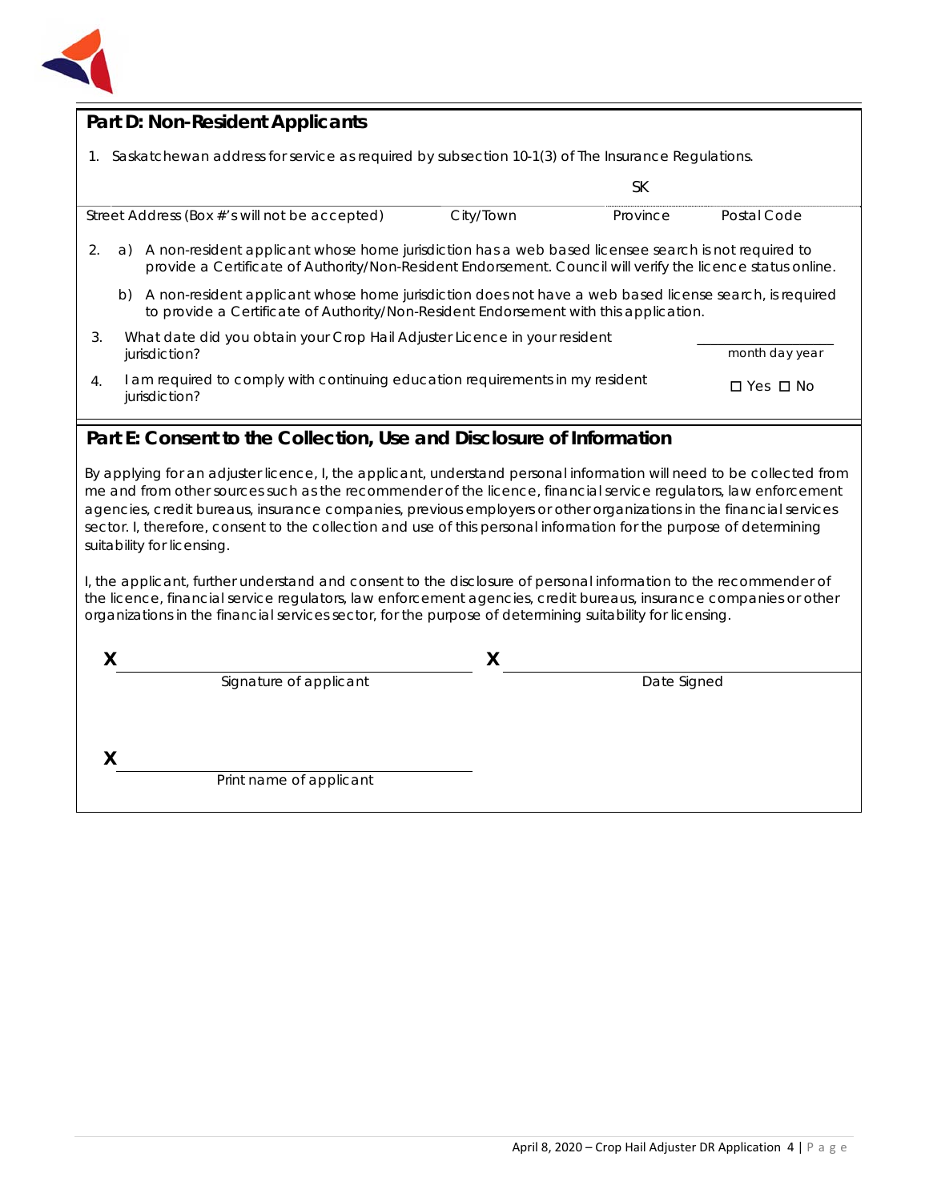## Part D: Non-Resident Applicants

1. Saskatchewan address for service as required by subsection 10-1(3) of The Insurance Regulations.

| | | SK | |
|---|---|---|---|
| Street Address (Box #'s will not be accepted) | City/Town | Province | Postal Code |

2. a) A non-resident applicant whose home jurisdiction has a web based licensee search is not required to provide a Certificate of Authority/Non-Resident Endorsement. Council will verify the licence status online.

   b) A non-resident applicant whose home jurisdiction does not have a web based license search, is required to provide a Certificate of Authority/Non-Resident Endorsement with this application.

3. What date did you obtain your Crop Hail Adjuster Licence in your resident jurisdiction? ______________ month day year

4. I am required to comply with continuing education requirements in my resident jurisdiction? ☐ Yes ☐ No

## Part E: Consent to the Collection, Use and Disclosure of Information

By applying for an adjuster licence, I, the applicant, understand personal information will need to be collected from me and from other sources such as the recommender of the licence, financial service regulators, law enforcement agencies, credit bureaus, insurance companies, previous employers or other organizations in the financial services sector. I, therefore, consent to the collection and use of this personal information for the purpose of determining suitability for licensing.

I, the applicant, further understand and consent to the disclosure of personal information to the recommender of the licence, financial service regulators, law enforcement agencies, credit bureaus, insurance companies or other organizations in the financial services sector, for the purpose of determining suitability for licensing.

**X** ______________________________
Signature of applicant

**X** ______________________________
Date Signed

**X** ______________________________
Print name of applicant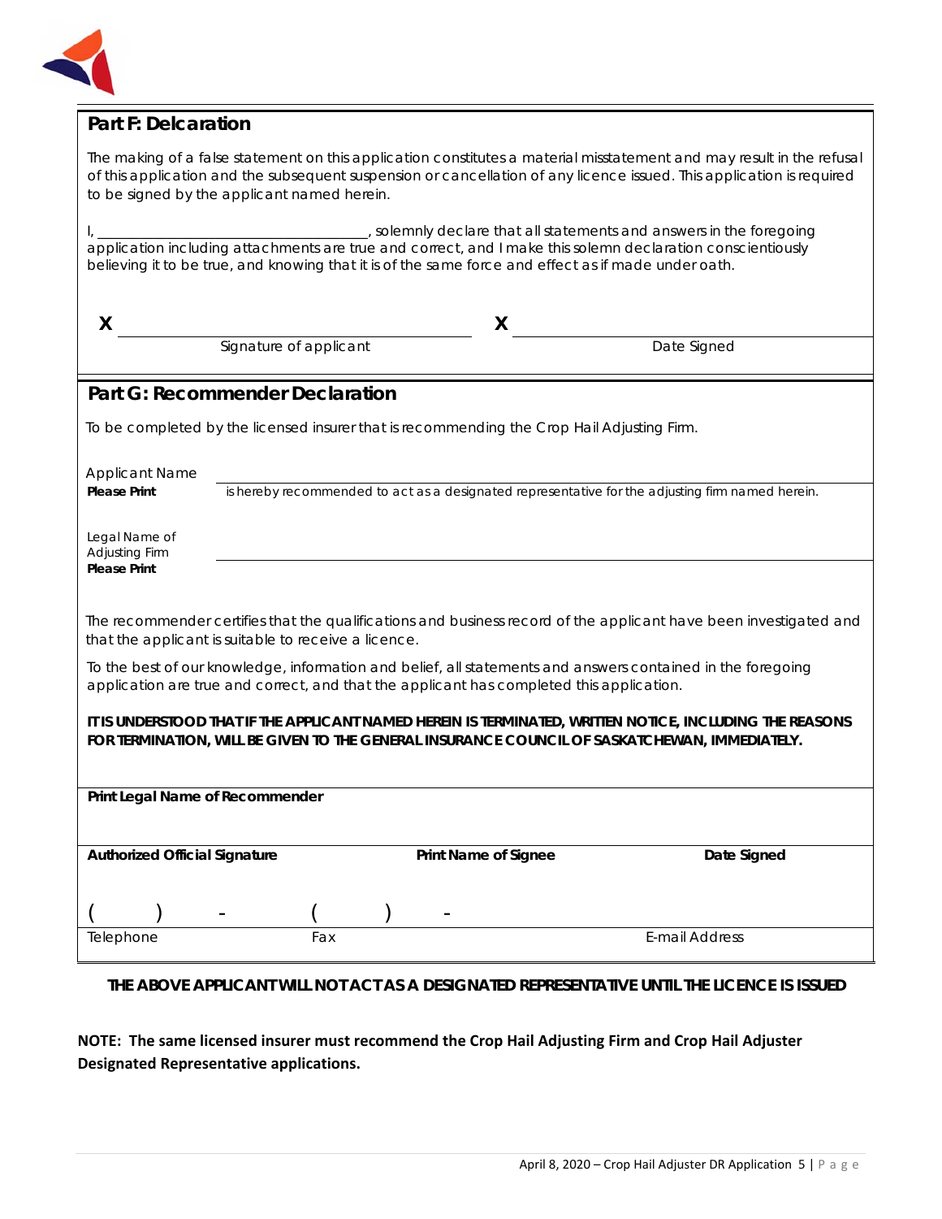## Part F: Delcaration

The making of a false statement on this application constitutes a material misstatement and may result in the refusal of this application and the subsequent suspension or cancellation of any licence issued. This application is required to be signed by the applicant named herein.

I, ___________________________________, solemnly declare that all statements and answers in the foregoing application including attachments are true and correct, and I make this solemn declaration conscientiously believing it to be true, and knowing that it is of the same force and effect as if made under oath.

| X ______________________________ | X ______________________________ |
|---|---|
| Signature of applicant | Date Signed |

## Part G: Recommender Declaration

To be completed by the licensed insurer that is recommending the Crop Hail Adjusting Firm.

Applicant Name ______________________________________________________________
**Please Print** is hereby recommended to act as a designated representative for the adjusting firm named herein.

Legal Name of Adjusting Firm ______________________________________________________________
**Please Print**

The recommender certifies that the qualifications and business record of the applicant have been investigated and that the applicant is suitable to receive a licence.

To the best of our knowledge, information and belief, all statements and answers contained in the foregoing application are true and correct, and that the applicant has completed this application.

**IT IS UNDERSTOOD THAT IF THE APPLICANT NAMED HEREIN IS TERMINATED, WRITTEN NOTICE, INCLUDING THE REASONS FOR TERMINATION, WILL BE GIVEN TO THE GENERAL INSURANCE COUNCIL OF SASKATCHEWAN, IMMEDIATELY.**

**Print Legal Name of Recommender**

| **Authorized Official Signature** | **Print Name of Signee** | **Date Signed** |
|---|---|---|
| | | |

| (      )      - | (      )      - | |
|---|---|---|
| Telephone | Fax | E-mail Address |

**THE ABOVE APPLICANT WILL NOT ACT AS A DESIGNATED REPRESENTATIVE UNTIL THE LICENCE IS ISSUED**

**NOTE: The same licensed insurer must recommend the Crop Hail Adjusting Firm and Crop Hail Adjuster Designated Representative applications.**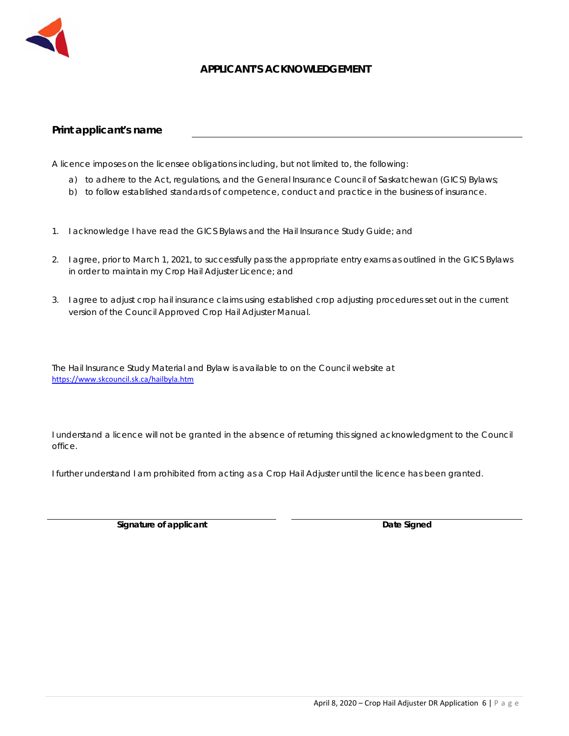# APPLICANT'S ACKNOWLEDGEMENT

**Print applicant's name** ______________________________

A licence imposes on the licensee obligations including, but not limited to, the following:

a) to adhere to the Act, regulations, and the General Insurance Council of Saskatchewan (GICS) Bylaws;
b) to follow established standards of competence, conduct and practice in the business of insurance.

1. I acknowledge I have read the GICS Bylaws and the Hail Insurance Study Guide; and

2. I agree, prior to March 1, 2021, to successfully pass the appropriate entry exams as outlined in the GICS Bylaws in order to maintain my Crop Hail Adjuster Licence; and

3. I agree to adjust crop hail insurance claims using established crop adjusting procedures set out in the current version of the Council Approved Crop Hail Adjuster Manual.

The Hail Insurance Study Material and Bylaw is available to on the Council website at https://www.skcouncil.sk.ca/hailbyla.htm

I understand a licence will not be granted in the absence of returning this signed acknowledgment to the Council office.

I further understand I am prohibited from acting as a Crop Hail Adjuster until the licence has been granted.

| ______________________________ | ______________________________ |
|---|---|
| **Signature of applicant** | **Date Signed** |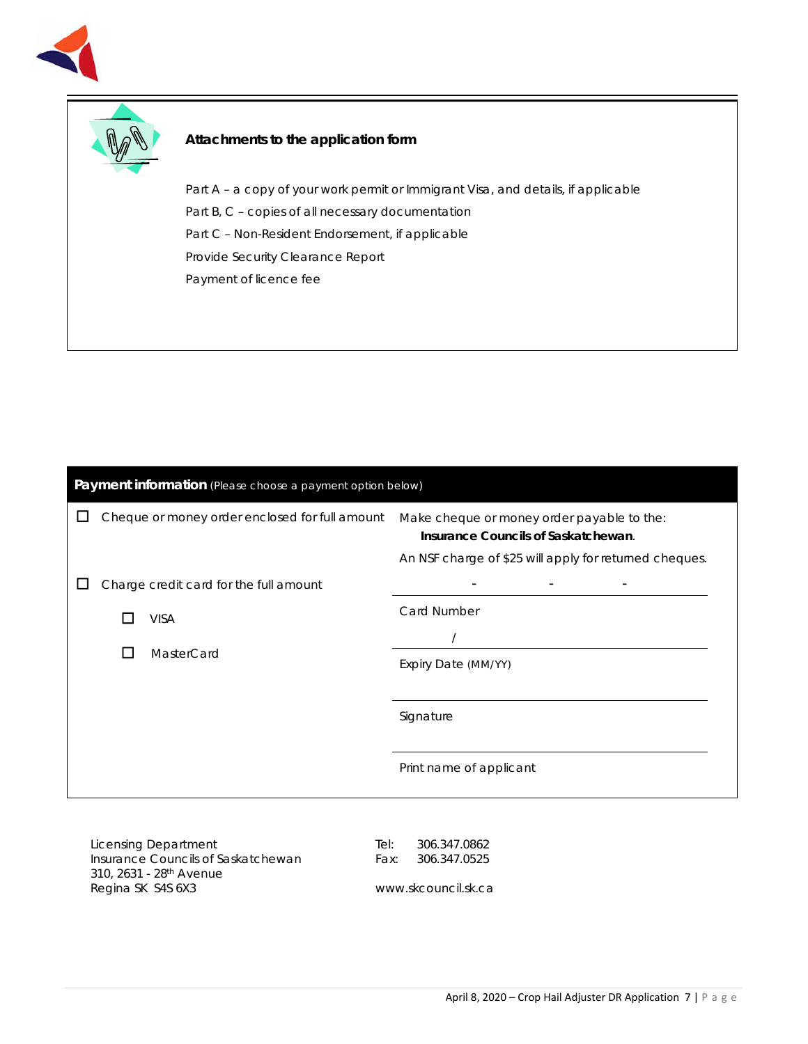## Attachments to the application form

Part A – a copy of your work permit or Immigrant Visa, and details, if applicable

Part B, C – copies of all necessary documentation

Part C – Non-Resident Endorsement, if applicable

Provide Security Clearance Report

Payment of licence fee

| **Payment information** (Please choose a payment option below) | |
|---|---|
| ☐ Cheque or money order enclosed for full amount | Make cheque or money order payable to the: **Insurance Councils of Saskatchewan**. An NSF charge of $25 will apply for returned cheques. |
| ☐ Charge credit card for the full amount | - - - Card Number |
| ☐ VISA | / Expiry Date (MM/YY) |
| ☐ MasterCard | Signature |
| | Print name of applicant |

Licensing Department
Insurance Councils of Saskatchewan
310, 2631 - 28th Avenue
Regina SK S4S 6X3

Tel: 306.347.0862
Fax: 306.347.0525

www.skcouncil.sk.ca